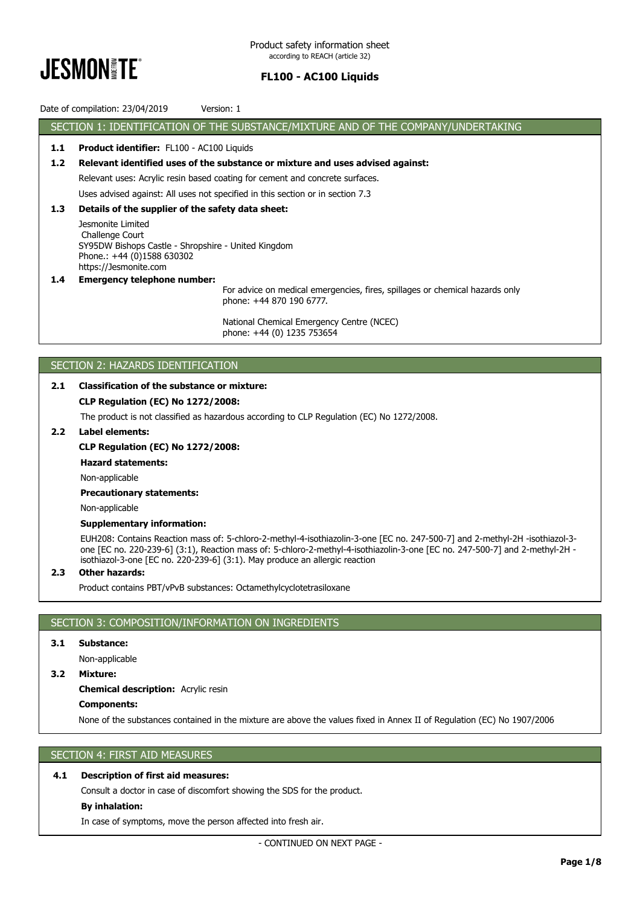Product safety information sheet
according to REACH (article 32)

# FL100 - AC100 Liquids

Date of compilation: 23/04/2019 Version: 1

## SECTION 1: IDENTIFICATION OF THE SUBSTANCE/MIXTURE AND OF THE COMPANY/UNDERTAKING

**1.1 Product identifier:** FL100 - AC100 Liquids

**1.2 Relevant identified uses of the substance or mixture and uses advised against:**

Relevant uses: Acrylic resin based coating for cement and concrete surfaces.

Uses advised against: All uses not specified in this section or in section 7.3

**1.3 Details of the supplier of the safety data sheet:**

Jesmonite Limited
Challenge Court
SY95DW Bishops Castle - Shropshire - United Kingdom
Phone.: +44 (0)1588 630302
https://Jesmonite.com

**1.4 Emergency telephone number:**

For advice on medical emergencies, fires, spillages or chemical hazards only
phone: +44 870 190 6777.

National Chemical Emergency Centre (NCEC)
phone: +44 (0) 1235 753654

## SECTION 2: HAZARDS IDENTIFICATION

**2.1 Classification of the substance or mixture:**

**CLP Regulation (EC) No 1272/2008:**

The product is not classified as hazardous according to CLP Regulation (EC) No 1272/2008.

**2.2 Label elements:**

**CLP Regulation (EC) No 1272/2008:**

**Hazard statements:**

Non-applicable

**Precautionary statements:**

Non-applicable

**Supplementary information:**

EUH208: Contains Reaction mass of: 5-chloro-2-methyl-4-isothiazolin-3-one [EC no. 247-500-7] and 2-methyl-2H -isothiazol-3-one [EC no. 220-239-6] (3:1), Reaction mass of: 5-chloro-2-methyl-4-isothiazolin-3-one [EC no. 247-500-7] and 2-methyl-2H -isothiazol-3-one [EC no. 220-239-6] (3:1). May produce an allergic reaction

**2.3 Other hazards:**

Product contains PBT/vPvB substances: Octamethylcyclotetrasiloxane

## SECTION 3: COMPOSITION/INFORMATION ON INGREDIENTS

**3.1 Substance:**

Non-applicable

**3.2 Mixture:**

**Chemical description:** Acrylic resin

**Components:**

None of the substances contained in the mixture are above the values fixed in Annex II of Regulation (EC) No 1907/2006

## SECTION 4: FIRST AID MEASURES

**4.1 Description of first aid measures:**

Consult a doctor in case of discomfort showing the SDS for the product.

**By inhalation:**

In case of symptoms, move the person affected into fresh air.

- CONTINUED ON NEXT PAGE -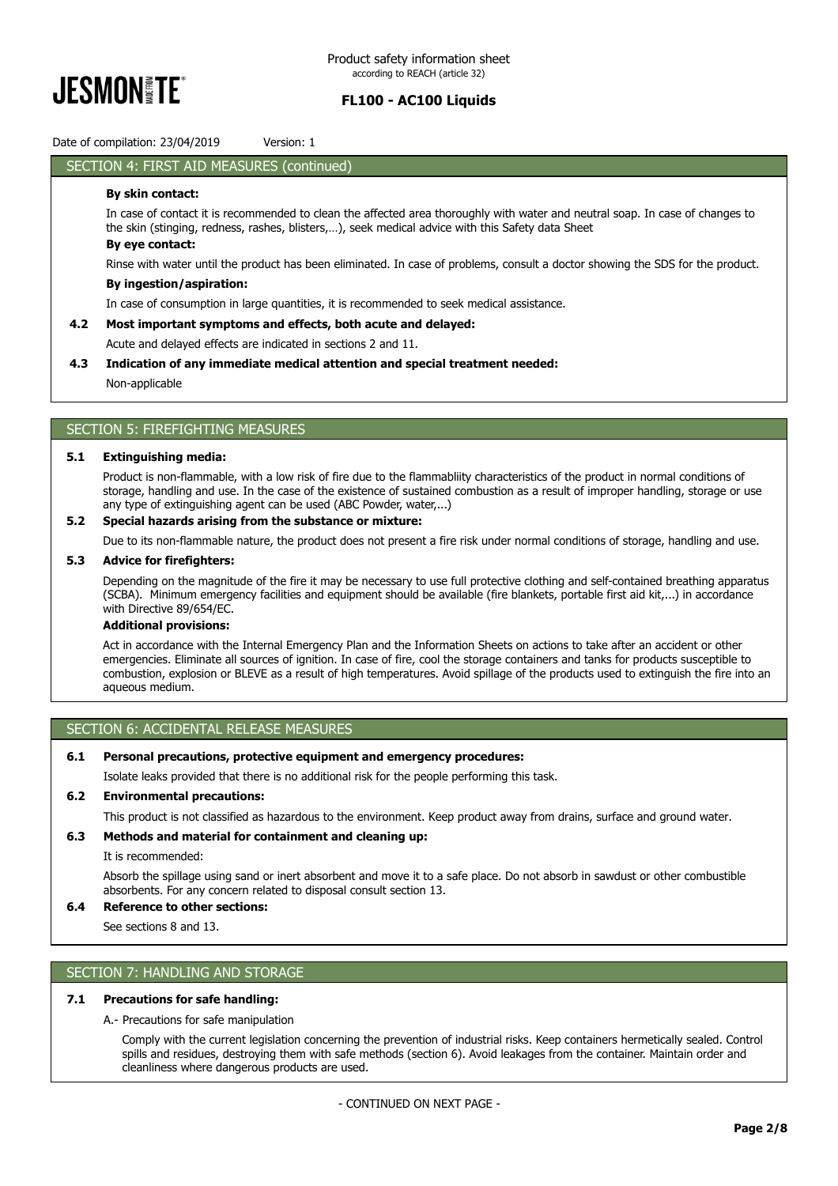## SECTION 4: FIRST AID MEASURES (continued)

**By skin contact:**

In case of contact it is recommended to clean the affected area thoroughly with water and neutral soap. In case of changes to the skin (stinging, redness, rashes, blisters,…), seek medical advice with this Safety data Sheet

**By eye contact:**

Rinse with water until the product has been eliminated. In case of problems, consult a doctor showing the SDS for the product.

**By ingestion/aspiration:**

In case of consumption in large quantities, it is recommended to seek medical assistance.

**4.2 Most important symptoms and effects, both acute and delayed:**

Acute and delayed effects are indicated in sections 2 and 11.

**4.3 Indication of any immediate medical attention and special treatment needed:**

Non-applicable

## SECTION 5: FIREFIGHTING MEASURES

**5.1 Extinguishing media:**

Product is non-flammable, with a low risk of fire due to the flammabliity characteristics of the product in normal conditions of storage, handling and use. In the case of the existence of sustained combustion as a result of improper handling, storage or use any type of extinguishing agent can be used (ABC Powder, water,...)

**5.2 Special hazards arising from the substance or mixture:**

Due to its non-flammable nature, the product does not present a fire risk under normal conditions of storage, handling and use.

**5.3 Advice for firefighters:**

Depending on the magnitude of the fire it may be necessary to use full protective clothing and self-contained breathing apparatus (SCBA). Minimum emergency facilities and equipment should be available (fire blankets, portable first aid kit,...) in accordance with Directive 89/654/EC.

**Additional provisions:**

Act in accordance with the Internal Emergency Plan and the Information Sheets on actions to take after an accident or other emergencies. Eliminate all sources of ignition. In case of fire, cool the storage containers and tanks for products susceptible to combustion, explosion or BLEVE as a result of high temperatures. Avoid spillage of the products used to extinguish the fire into an aqueous medium.

## SECTION 6: ACCIDENTAL RELEASE MEASURES

**6.1 Personal precautions, protective equipment and emergency procedures:**

Isolate leaks provided that there is no additional risk for the people performing this task.

**6.2 Environmental precautions:**

This product is not classified as hazardous to the environment. Keep product away from drains, surface and ground water.

**6.3 Methods and material for containment and cleaning up:**

It is recommended:

Absorb the spillage using sand or inert absorbent and move it to a safe place. Do not absorb in sawdust or other combustible absorbents. For any concern related to disposal consult section 13.

**6.4 Reference to other sections:**

See sections 8 and 13.

## SECTION 7: HANDLING AND STORAGE

**7.1 Precautions for safe handling:**

A.- Precautions for safe manipulation

Comply with the current legislation concerning the prevention of industrial risks. Keep containers hermetically sealed. Control spills and residues, destroying them with safe methods (section 6). Avoid leakages from the container. Maintain order and cleanliness where dangerous products are used.

- CONTINUED ON NEXT PAGE -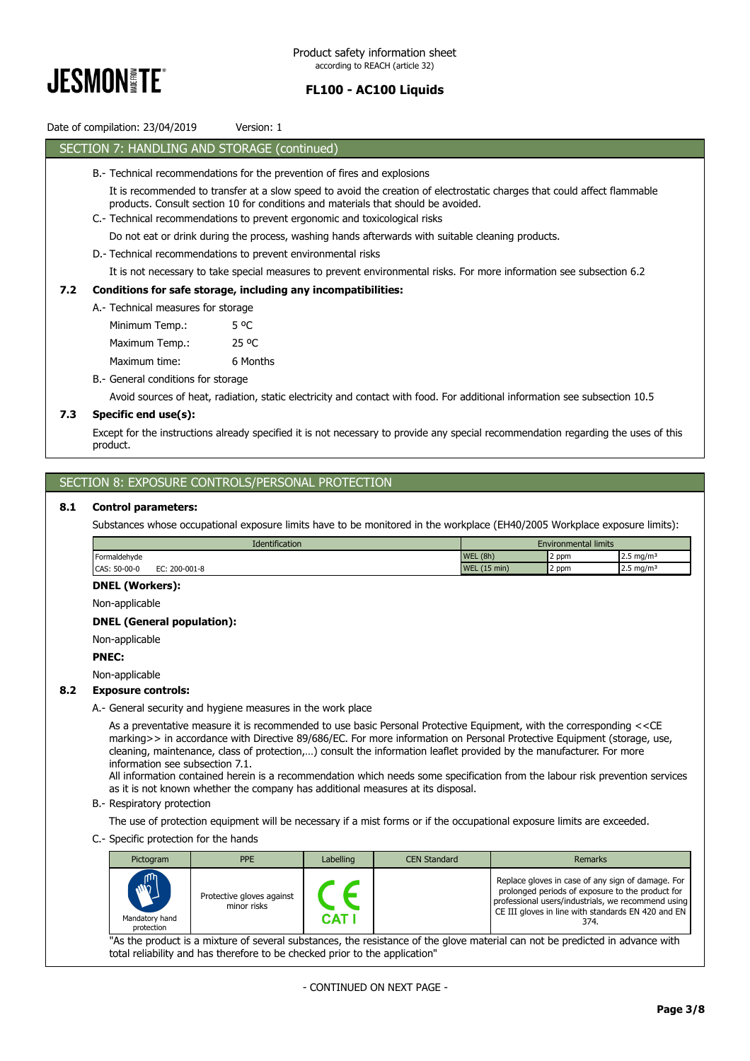Date of compilation: 23/04/2019 Version: 1

## SECTION 7: HANDLING AND STORAGE (continued)

B.- Technical recommendations for the prevention of fires and explosions

It is recommended to transfer at a slow speed to avoid the creation of electrostatic charges that could affect flammable products. Consult section 10 for conditions and materials that should be avoided.

C.- Technical recommendations to prevent ergonomic and toxicological risks

Do not eat or drink during the process, washing hands afterwards with suitable cleaning products.

D.- Technical recommendations to prevent environmental risks

It is not necessary to take special measures to prevent environmental risks. For more information see subsection 6.2

### 7.2 Conditions for safe storage, including any incompatibilities:

A.- Technical measures for storage

| | |
|---|---|
| Minimum Temp.: | 5 ºC |
| Maximum Temp.: | 25 ºC |
| Maximum time: | 6 Months |

B.- General conditions for storage

Avoid sources of heat, radiation, static electricity and contact with food. For additional information see subsection 10.5

### 7.3 Specific end use(s):

Except for the instructions already specified it is not necessary to provide any special recommendation regarding the uses of this product.

## SECTION 8: EXPOSURE CONTROLS/PERSONAL PROTECTION

### 8.1 Control parameters:

Substances whose occupational exposure limits have to be monitored in the workplace (EH40/2005 Workplace exposure limits):

| Identification | | Environmental limits | | |
|---|---|---|---|---|
| Formaldehyde | | WEL (8h) | 2 ppm | 2.5 mg/m³ |
| CAS: 50-00-0 | EC: 200-001-8 | WEL (15 min) | 2 ppm | 2.5 mg/m³ |

**DNEL (Workers):**

Non-applicable

**DNEL (General population):**

Non-applicable

**PNEC:**

Non-applicable

### 8.2 Exposure controls:

A.- General security and hygiene measures in the work place

As a preventative measure it is recommended to use basic Personal Protective Equipment, with the corresponding <<CE marking>> in accordance with Directive 89/686/EC. For more information on Personal Protective Equipment (storage, use, cleaning, maintenance, class of protection,…) consult the information leaflet provided by the manufacturer. For more information see subsection 7.1.
All information contained herein is a recommendation which needs some specification from the labour risk prevention services as it is not known whether the company has additional measures at its disposal.

B.- Respiratory protection

The use of protection equipment will be necessary if a mist forms or if the occupational exposure limits are exceeded.

C.- Specific protection for the hands

| Pictogram | PPE | Labelling | CEN Standard | Remarks |
|---|---|---|---|---|
| Mandatory hand protection | Protective gloves against minor risks | CE CAT I | | Replace gloves in case of any sign of damage. For prolonged periods of exposure to the product for professional users/industrials, we recommend using CE III gloves in line with standards EN 420 and EN 374. |

"As the product is a mixture of several substances, the resistance of the glove material can not be predicted in advance with total reliability and has therefore to be checked prior to the application"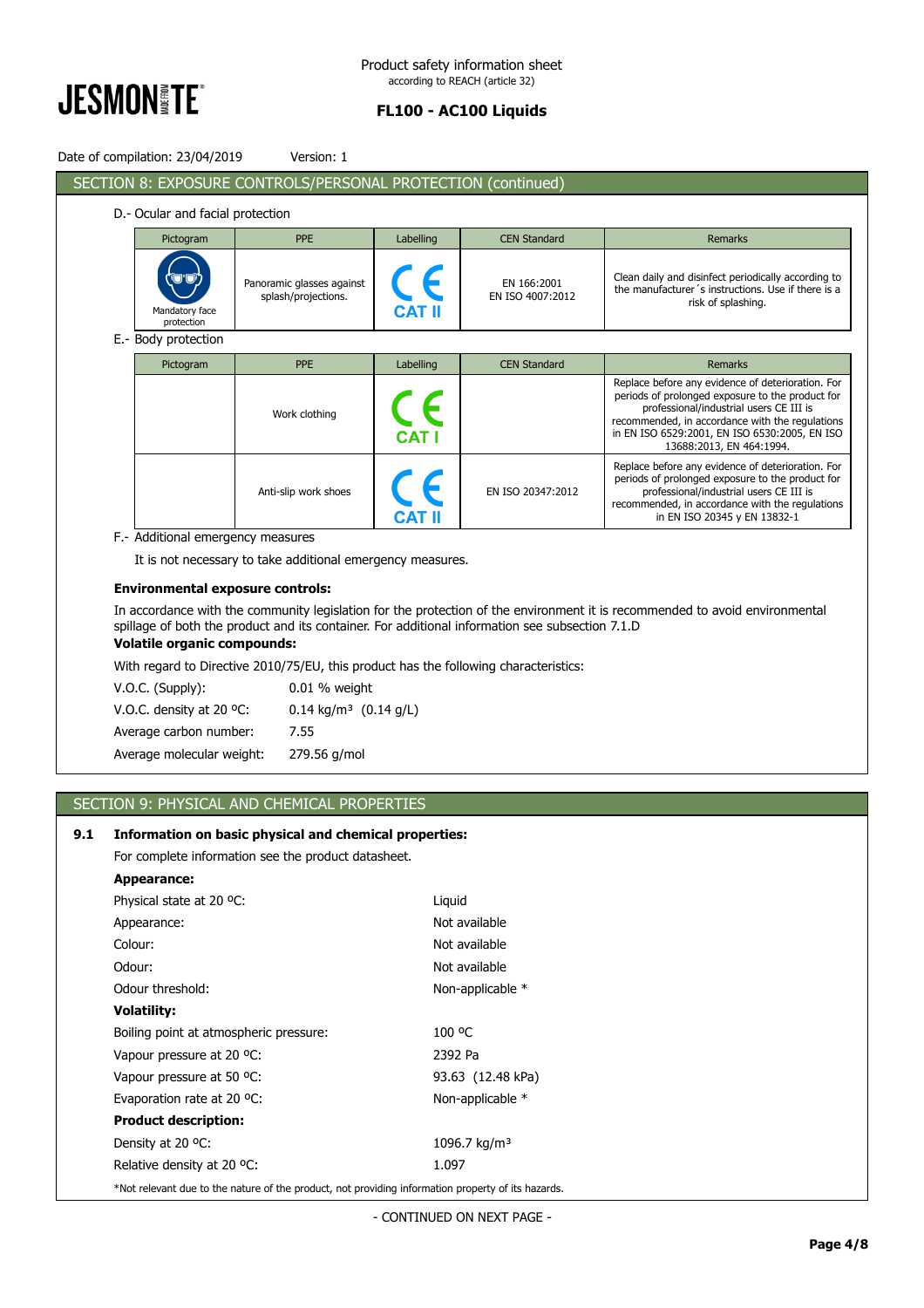Date of compilation: 23/04/2019 Version: 1

## SECTION 8: EXPOSURE CONTROLS/PERSONAL PROTECTION (continued)

D.- Ocular and facial protection

| Pictogram | PPE | Labelling | CEN Standard | Remarks |
|---|---|---|---|---|
| Mandatory face protection | Panoramic glasses against splash/projections. | CE CAT II | EN 166:2001 EN ISO 4007:2012 | Clean daily and disinfect periodically according to the manufacturer´s instructions. Use if there is a risk of splashing. |

E.- Body protection

| Pictogram | PPE | Labelling | CEN Standard | Remarks |
|---|---|---|---|---|
| | Work clothing | CE CAT I | | Replace before any evidence of deterioration. For periods of prolonged exposure to the product for professional/industrial users CE III is recommended, in accordance with the regulations in EN ISO 6529:2001, EN ISO 6530:2005, EN ISO 13688:2013, EN 464:1994. |
| | Anti-slip work shoes | CE CAT II | EN ISO 20347:2012 | Replace before any evidence of deterioration. For periods of prolonged exposure to the product for professional/industrial users CE III is recommended, in accordance with the regulations in EN ISO 20345 y EN 13832-1 |

F.- Additional emergency measures

It is not necessary to take additional emergency measures.

**Environmental exposure controls:**

In accordance with the community legislation for the protection of the environment it is recommended to avoid environmental spillage of both the product and its container. For additional information see subsection 7.1.D

**Volatile organic compounds:**

With regard to Directive 2010/75/EU, this product has the following characteristics:

| | |
|---|---|
| V.O.C. (Supply): | 0.01 % weight |
| V.O.C. density at 20 ºC: | 0.14 kg/m³ (0.14 g/L) |
| Average carbon number: | 7.55 |
| Average molecular weight: | 279.56 g/mol |

## SECTION 9: PHYSICAL AND CHEMICAL PROPERTIES

**9.1 Information on basic physical and chemical properties:**

For complete information see the product datasheet.

**Appearance:**

| | |
|---|---|
| Physical state at 20 ºC: | Liquid |
| Appearance: | Not available |
| Colour: | Not available |
| Odour: | Not available |
| Odour threshold: | Non-applicable * |

**Volatility:**

| | |
|---|---|
| Boiling point at atmospheric pressure: | 100 ºC |
| Vapour pressure at 20 ºC: | 2392 Pa |
| Vapour pressure at 50 ºC: | 93.63 (12.48 kPa) |
| Evaporation rate at 20 ºC: | Non-applicable * |

**Product description:**

| | |
|---|---|
| Density at 20 ºC: | 1096.7 kg/m³ |
| Relative density at 20 ºC: | 1.097 |

*Not relevant due to the nature of the product, not providing information property of its hazards.

- CONTINUED ON NEXT PAGE -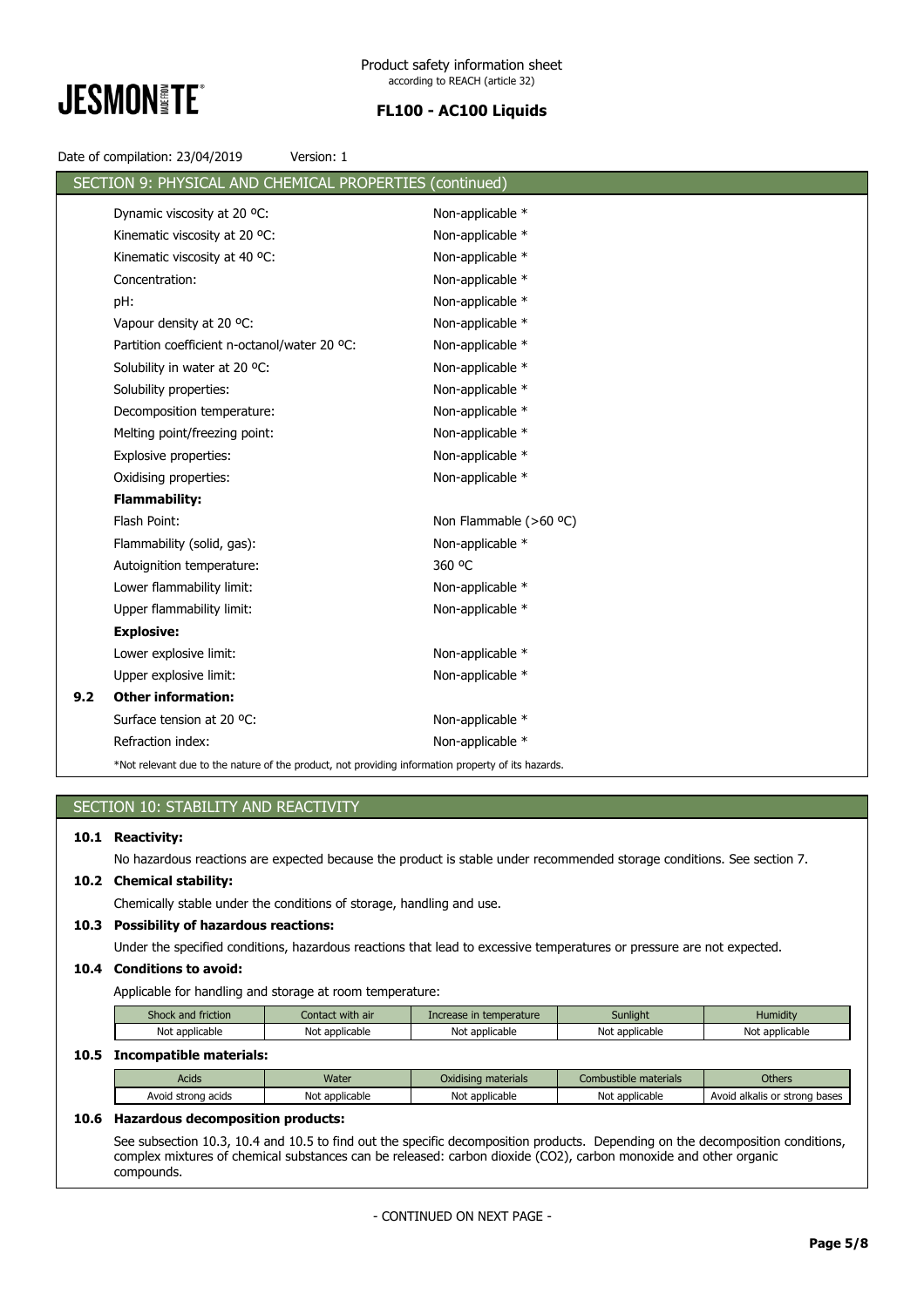## SECTION 9: PHYSICAL AND CHEMICAL PROPERTIES (continued)

Dynamic viscosity at 20 ºC: Non-applicable *

Kinematic viscosity at 20 ºC: Non-applicable *

Kinematic viscosity at 40 ºC: Non-applicable *

Concentration: Non-applicable *

pH: Non-applicable *

Vapour density at 20 ºC: Non-applicable *

Partition coefficient n-octanol/water 20 ºC: Non-applicable *

Solubility in water at 20 ºC: Non-applicable *

Solubility properties: Non-applicable *

Decomposition temperature: Non-applicable *

Melting point/freezing point: Non-applicable *

Explosive properties: Non-applicable *

Oxidising properties: Non-applicable *

**Flammability:**

Flash Point: Non Flammable (>60 ºC)

Flammability (solid, gas): Non-applicable *

Autoignition temperature: 360 ºC

Lower flammability limit: Non-applicable *

Upper flammability limit: Non-applicable *

**Explosive:**

Lower explosive limit: Non-applicable *

Upper explosive limit: Non-applicable *

**9.2 Other information:**

Surface tension at 20 ºC: Non-applicable *

Refraction index: Non-applicable *

*Not relevant due to the nature of the product, not providing information property of its hazards.

## SECTION 10: STABILITY AND REACTIVITY

**10.1 Reactivity:**

No hazardous reactions are expected because the product is stable under recommended storage conditions. See section 7.

**10.2 Chemical stability:**

Chemically stable under the conditions of storage, handling and use.

**10.3 Possibility of hazardous reactions:**

Under the specified conditions, hazardous reactions that lead to excessive temperatures or pressure are not expected.

**10.4 Conditions to avoid:**

Applicable for handling and storage at room temperature:

| Shock and friction | Contact with air | Increase in temperature | Sunlight | Humidity |
|---|---|---|---|---|
| Not applicable | Not applicable | Not applicable | Not applicable | Not applicable |

**10.5 Incompatible materials:**

| Acids | Water | Oxidising materials | Combustible materials | Others |
|---|---|---|---|---|
| Avoid strong acids | Not applicable | Not applicable | Not applicable | Avoid alkalis or strong bases |

**10.6 Hazardous decomposition products:**

See subsection 10.3, 10.4 and 10.5 to find out the specific decomposition products. Depending on the decomposition conditions, complex mixtures of chemical substances can be released: carbon dioxide ($CO_2$), carbon monoxide and other organic compounds.

- CONTINUED ON NEXT PAGE -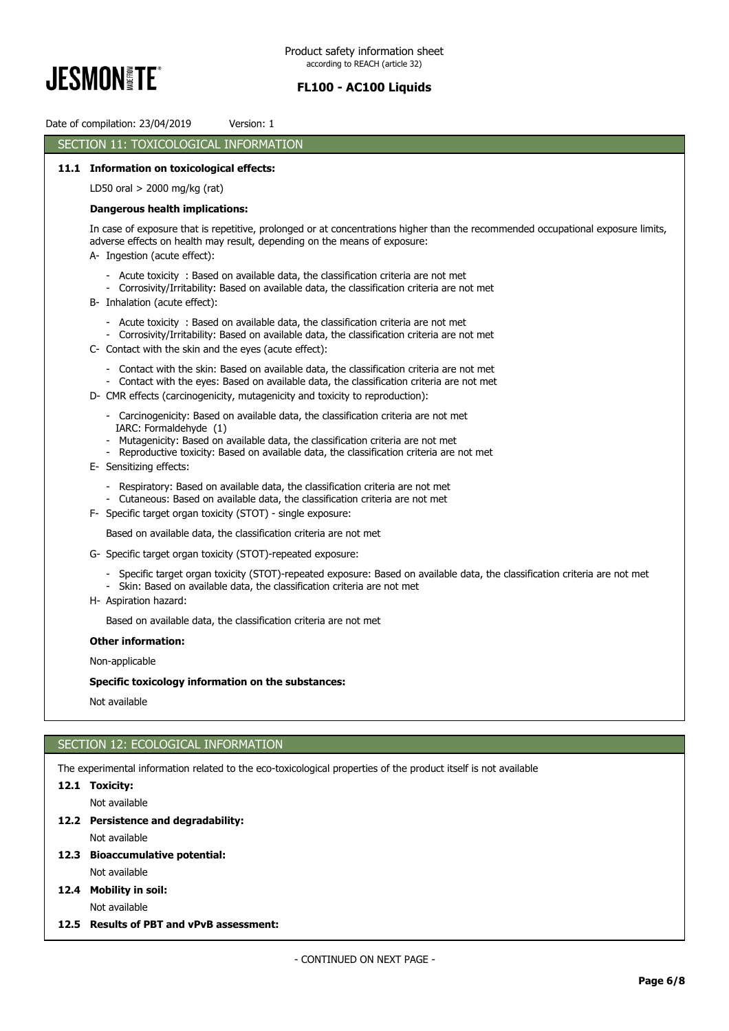## SECTION 11: TOXICOLOGICAL INFORMATION

**11.1 Information on toxicological effects:**

LD50 oral > 2000 mg/kg (rat)

**Dangerous health implications:**

In case of exposure that is repetitive, prolonged or at concentrations higher than the recommended occupational exposure limits, adverse effects on health may result, depending on the means of exposure:

A- Ingestion (acute effect):

- Acute toxicity : Based on available data, the classification criteria are not met
- Corrosivity/Irritability: Based on available data, the classification criteria are not met

B- Inhalation (acute effect):

- Acute toxicity : Based on available data, the classification criteria are not met
- Corrosivity/Irritability: Based on available data, the classification criteria are not met

C- Contact with the skin and the eyes (acute effect):

- Contact with the skin: Based on available data, the classification criteria are not met
- Contact with the eyes: Based on available data, the classification criteria are not met

D- CMR effects (carcinogenicity, mutagenicity and toxicity to reproduction):

- Carcinogenicity: Based on available data, the classification criteria are not met
  IARC: Formaldehyde (1)
- Mutagenicity: Based on available data, the classification criteria are not met
- Reproductive toxicity: Based on available data, the classification criteria are not met

E- Sensitizing effects:

- Respiratory: Based on available data, the classification criteria are not met
- Cutaneous: Based on available data, the classification criteria are not met

F- Specific target organ toxicity (STOT) - single exposure:

Based on available data, the classification criteria are not met

G- Specific target organ toxicity (STOT)-repeated exposure:

- Specific target organ toxicity (STOT)-repeated exposure: Based on available data, the classification criteria are not met
- Skin: Based on available data, the classification criteria are not met

H- Aspiration hazard:

Based on available data, the classification criteria are not met

**Other information:**

Non-applicable

**Specific toxicology information on the substances:**

Not available

## SECTION 12: ECOLOGICAL INFORMATION

The experimental information related to the eco-toxicological properties of the product itself is not available

**12.1 Toxicity:**

Not available

**12.2 Persistence and degradability:**

Not available

**12.3 Bioaccumulative potential:**

Not available

**12.4 Mobility in soil:**

Not available

**12.5 Results of PBT and vPvB assessment:**

- CONTINUED ON NEXT PAGE -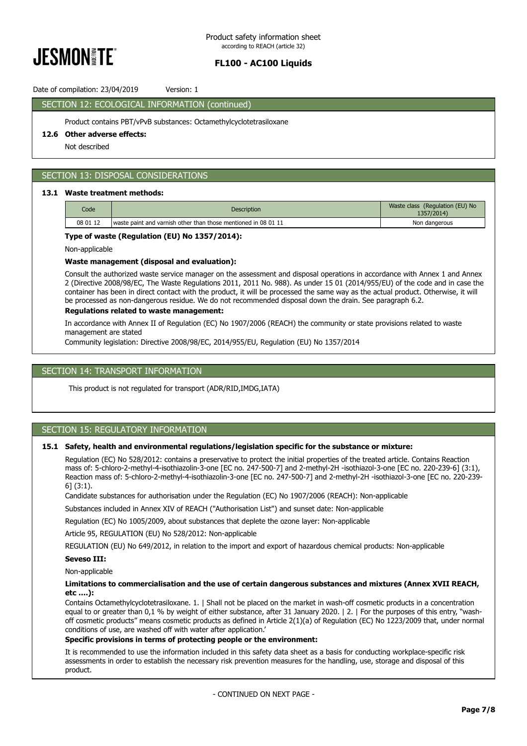## SECTION 12: ECOLOGICAL INFORMATION (continued)

Product contains PBT/vPvB substances: Octamethylcyclotetrasiloxane

### 12.6 Other adverse effects:

Not described

## SECTION 13: DISPOSAL CONSIDERATIONS

### 13.1 Waste treatment methods:

| Code | Description | Waste class (Regulation (EU) No 1357/2014) |
| --- | --- | --- |
| 08 01 12 | waste paint and varnish other than those mentioned in 08 01 11 | Non dangerous |

**Type of waste (Regulation (EU) No 1357/2014):**

Non-applicable

**Waste management (disposal and evaluation):**

Consult the authorized waste service manager on the assessment and disposal operations in accordance with Annex 1 and Annex 2 (Directive 2008/98/EC, The Waste Regulations 2011, 2011 No. 988). As under 15 01 (2014/955/EU) of the code and in case the container has been in direct contact with the product, it will be processed the same way as the actual product. Otherwise, it will be processed as non-dangerous residue. We do not recommended disposal down the drain. See paragraph 6.2.

**Regulations related to waste management:**

In accordance with Annex II of Regulation (EC) No 1907/2006 (REACH) the community or state provisions related to waste management are stated

Community legislation: Directive 2008/98/EC, 2014/955/EU, Regulation (EU) No 1357/2014

## SECTION 14: TRANSPORT INFORMATION

This product is not regulated for transport (ADR/RID,IMDG,IATA)

## SECTION 15: REGULATORY INFORMATION

### 15.1 Safety, health and environmental regulations/legislation specific for the substance or mixture:

Regulation (EC) No 528/2012: contains a preservative to protect the initial properties of the treated article. Contains Reaction mass of: 5-chloro-2-methyl-4-isothiazolin-3-one [EC no. 247-500-7] and 2-methyl-2H -isothiazol-3-one [EC no. 220-239-6] (3:1), Reaction mass of: 5-chloro-2-methyl-4-isothiazolin-3-one [EC no. 247-500-7] and 2-methyl-2H -isothiazol-3-one [EC no. 220-239-6] (3:1).

Candidate substances for authorisation under the Regulation (EC) No 1907/2006 (REACH): Non-applicable

Substances included in Annex XIV of REACH ("Authorisation List") and sunset date: Non-applicable

Regulation (EC) No 1005/2009, about substances that deplete the ozone layer: Non-applicable

Article 95, REGULATION (EU) No 528/2012: Non-applicable

REGULATION (EU) No 649/2012, in relation to the import and export of hazardous chemical products: Non-applicable

**Seveso III:**

Non-applicable

**Limitations to commercialisation and the use of certain dangerous substances and mixtures (Annex XVII REACH, etc ….):**

Contains Octamethylcyclotetrasiloxane. 1. | Shall not be placed on the market in wash-off cosmetic products in a concentration equal to or greater than 0,1 % by weight of either substance, after 31 January 2020. | 2. | For the purposes of this entry, "wash-off cosmetic products" means cosmetic products as defined in Article 2(1)(a) of Regulation (EC) No 1223/2009 that, under normal conditions of use, are washed off with water after application.'

**Specific provisions in terms of protecting people or the environment:**

It is recommended to use the information included in this safety data sheet as a basis for conducting workplace-specific risk assessments in order to establish the necessary risk prevention measures for the handling, use, storage and disposal of this product.

- CONTINUED ON NEXT PAGE -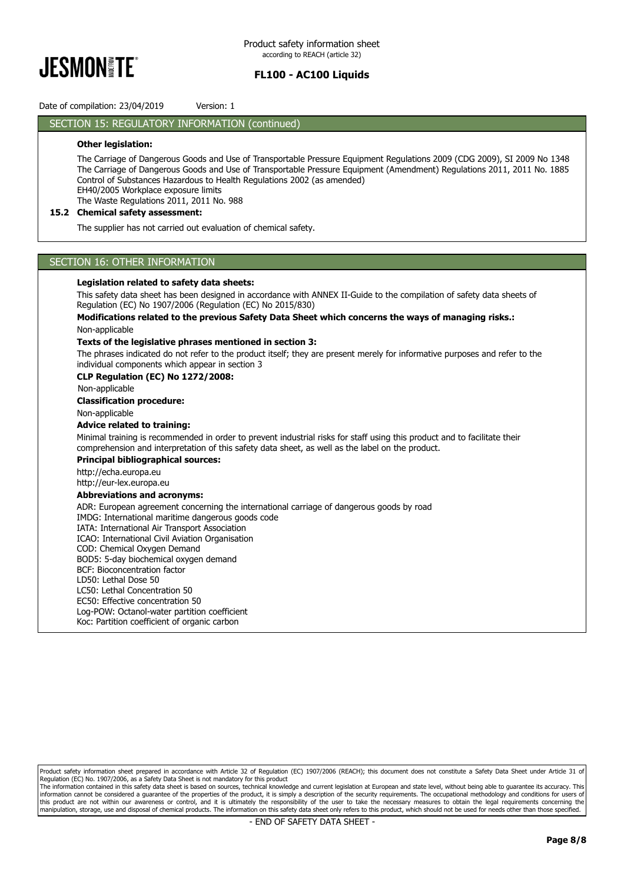## SECTION 15: REGULATORY INFORMATION (continued)

**Other legislation:**

The Carriage of Dangerous Goods and Use of Transportable Pressure Equipment Regulations 2009 (CDG 2009), SI 2009 No 1348
The Carriage of Dangerous Goods and Use of Transportable Pressure Equipment (Amendment) Regulations 2011, 2011 No. 1885
Control of Substances Hazardous to Health Regulations 2002 (as amended)
EH40/2005 Workplace exposure limits
The Waste Regulations 2011, 2011 No. 988

### 15.2 Chemical safety assessment:

The supplier has not carried out evaluation of chemical safety.

## SECTION 16: OTHER INFORMATION

**Legislation related to safety data sheets:**

This safety data sheet has been designed in accordance with ANNEX II-Guide to the compilation of safety data sheets of Regulation (EC) No 1907/2006 (Regulation (EC) No 2015/830)

**Modifications related to the previous Safety Data Sheet which concerns the ways of managing risks.:**

Non-applicable

**Texts of the legislative phrases mentioned in section 3:**

The phrases indicated do not refer to the product itself; they are present merely for informative purposes and refer to the individual components which appear in section 3

**CLP Regulation (EC) No 1272/2008:**

Non-applicable

**Classification procedure:**

Non-applicable

**Advice related to training:**

Minimal training is recommended in order to prevent industrial risks for staff using this product and to facilitate their comprehension and interpretation of this safety data sheet, as well as the label on the product.

**Principal bibliographical sources:**

http://echa.europa.eu
http://eur-lex.europa.eu

**Abbreviations and acronyms:**

ADR: European agreement concerning the international carriage of dangerous goods by road
IMDG: International maritime dangerous goods code
IATA: International Air Transport Association
ICAO: International Civil Aviation Organisation
COD: Chemical Oxygen Demand
BOD5: 5-day biochemical oxygen demand
BCF: Bioconcentration factor
LD50: Lethal Dose 50
LC50: Lethal Concentration 50
EC50: Effective concentration 50
Log-POW: Octanol-water partition coefficient
Koc: Partition coefficient of organic carbon

Product safety information sheet prepared in accordance with Article 32 of Regulation (EC) 1907/2006 (REACH); this document does not constitute a Safety Data Sheet under Article 31 of Regulation (EC) No. 1907/2006, as a Safety Data Sheet is not mandatory for this product
The information contained in this safety data sheet is based on sources, technical knowledge and current legislation at European and state level, without being able to guarantee its accuracy. This information cannot be considered a guarantee of the properties of the product, it is simply a description of the security requirements. The occupational methodology and conditions for users of this product are not within our awareness or control, and it is ultimately the responsibility of the user to take the necessary measures to obtain the legal requirements concerning the manipulation, storage, use and disposal of chemical products. The information on this safety data sheet only refers to this product, which should not be used for needs other than those specified.

- END OF SAFETY DATA SHEET -